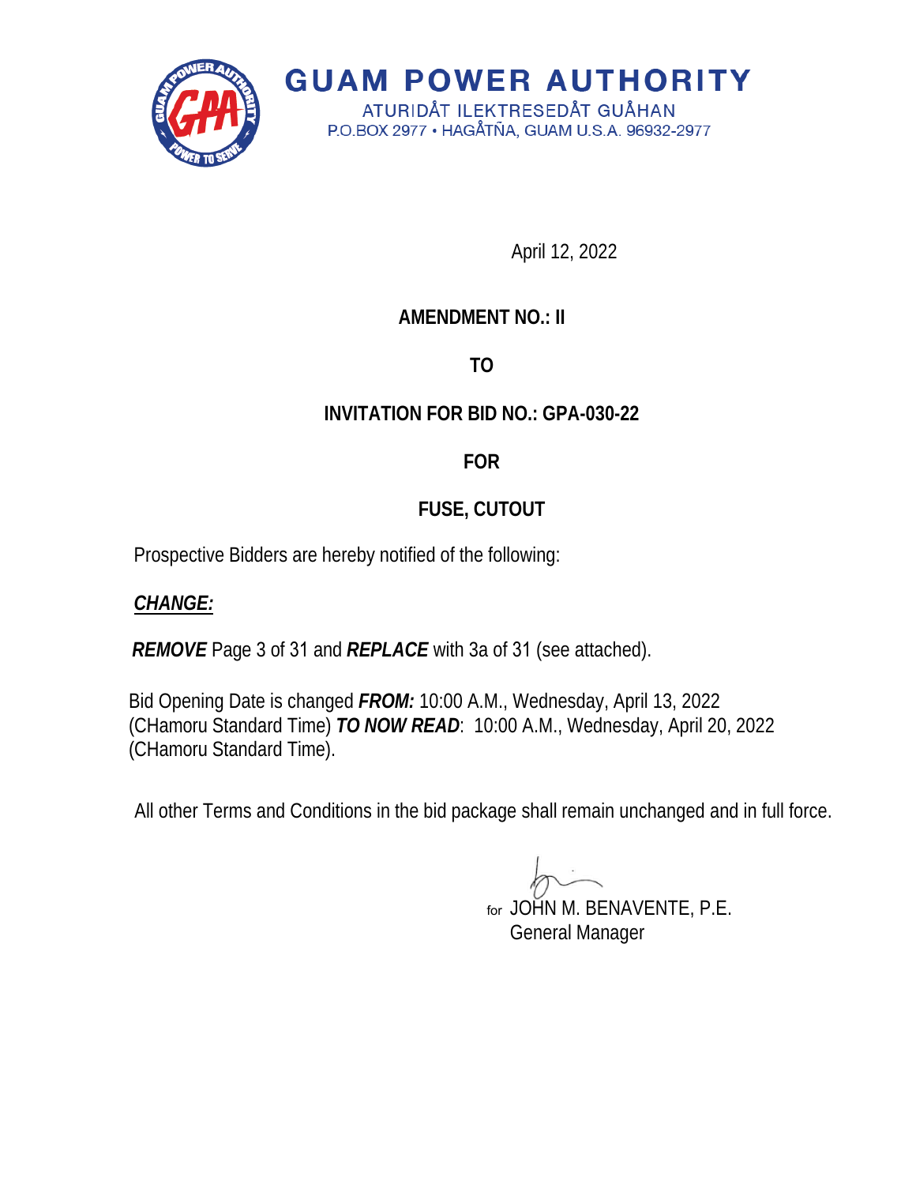# GUAM POWER AUTHORITY

ATURIDÅT ILEKTRESEDÅT GUÅHAN
P.O.BOX 2977 • HAGÅTÑA, GUAM U.S.A. 96932-2977

April 12, 2022

**AMENDMENT NO.: II**

**TO**

**INVITATION FOR BID NO.: GPA-030-22**

**FOR**

**FUSE, CUTOUT**

Prospective Bidders are hereby notified of the following:

***CHANGE:***

***REMOVE*** Page 3 of 31 and ***REPLACE*** with 3a of 31 (see attached).

Bid Opening Date is changed ***FROM:*** 10:00 A.M., Wednesday, April 13, 2022 (CHamoru Standard Time) ***TO NOW READ***: 10:00 A.M., Wednesday, April 20, 2022 (CHamoru Standard Time).

All other Terms and Conditions in the bid package shall remain unchanged and in full force.

for JOHN M. BENAVENTE, P.E.
General Manager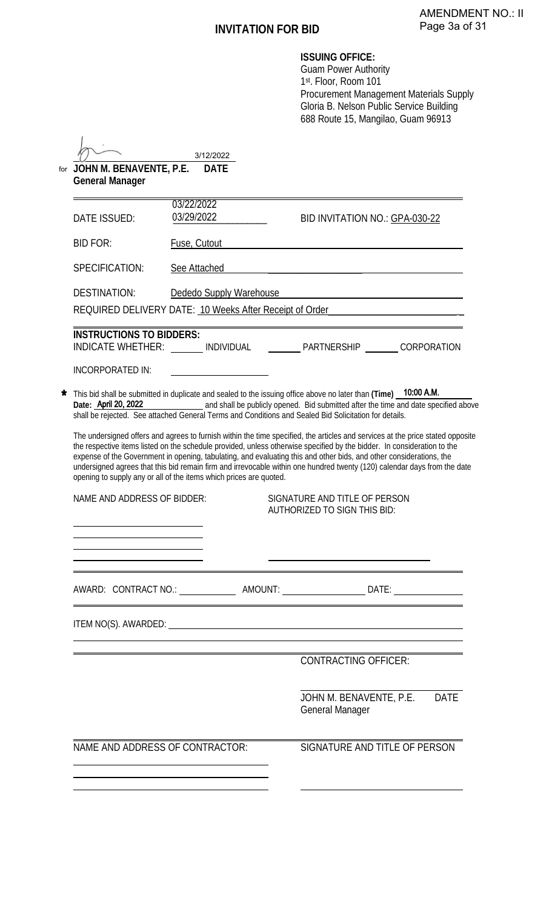AMENDMENT NO.: II

# INVITATION FOR BID

**ISSUING OFFICE:**
Guam Power Authority
1st. Floor, Room 101
Procurement Management Materials Supply
Gloria B. Nelson Public Service Building
688 Route 15, Mangilao, Guam 96913

3/12/2022

for **JOHN M. BENAVENTE, P.E.** **DATE**
**General Manager**

DATE ISSUED: 03/22/2022 03/29/2022 BID INVITATION NO.: GPA-030-22

BID FOR: Fuse, Cutout

SPECIFICATION: See Attached

DESTINATION: Dededo Supply Warehouse

REQUIRED DELIVERY DATE: 10 Weeks After Receipt of Order

**INSTRUCTIONS TO BIDDERS:**

INDICATE WHETHER: _______ INDIVIDUAL _______ PARTNERSHIP _______ CORPORATION

INCORPORATED IN: ____________________

* This bid shall be submitted in duplicate and sealed to the issuing office above no later than **(Time)** **10:00 A.M.** **Date:** **April 20, 2022** and shall be publicly opened. Bid submitted after the time and date specified above shall be rejected. See attached General Terms and Conditions and Sealed Bid Solicitation for details.

The undersigned offers and agrees to furnish within the time specified, the articles and services at the price stated opposite the respective items listed on the schedule provided, unless otherwise specified by the bidder. In consideration to the expense of the Government in opening, tabulating, and evaluating this and other bids, and other considerations, the undersigned agrees that this bid remain firm and irrevocable within one hundred twenty (120) calendar days from the date opening to supply any or all of the items which prices are quoted.

NAME AND ADDRESS OF BIDDER: SIGNATURE AND TITLE OF PERSON AUTHORIZED TO SIGN THIS BID:

AWARD: CONTRACT NO.: ____________ AMOUNT: ____________ DATE: ____________

ITEM NO(S). AWARDED: ____________

CONTRACTING OFFICER:

JOHN M. BENAVENTE, P.E. DATE
General Manager

NAME AND ADDRESS OF CONTRACTOR: SIGNATURE AND TITLE OF PERSON